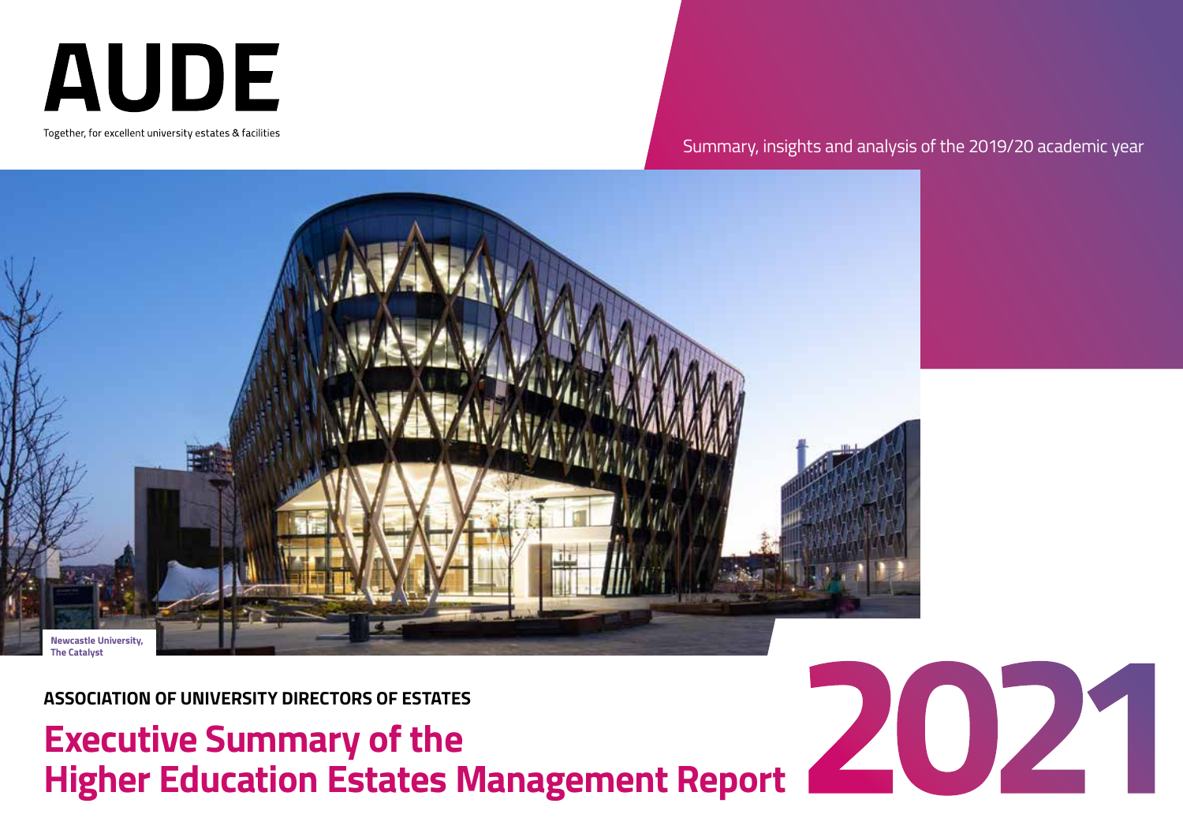# AUDE

Together, for excellent university estates & facilities

Summary, insights and analysis of the 2019/20 academic year

**Newcastle University, The Catalyst**

**ASSOCIATION OF UNIVERSITY DIRECTORS OF ESTATES**

# Executive Summary of the Higher Education Estates Management Report 2021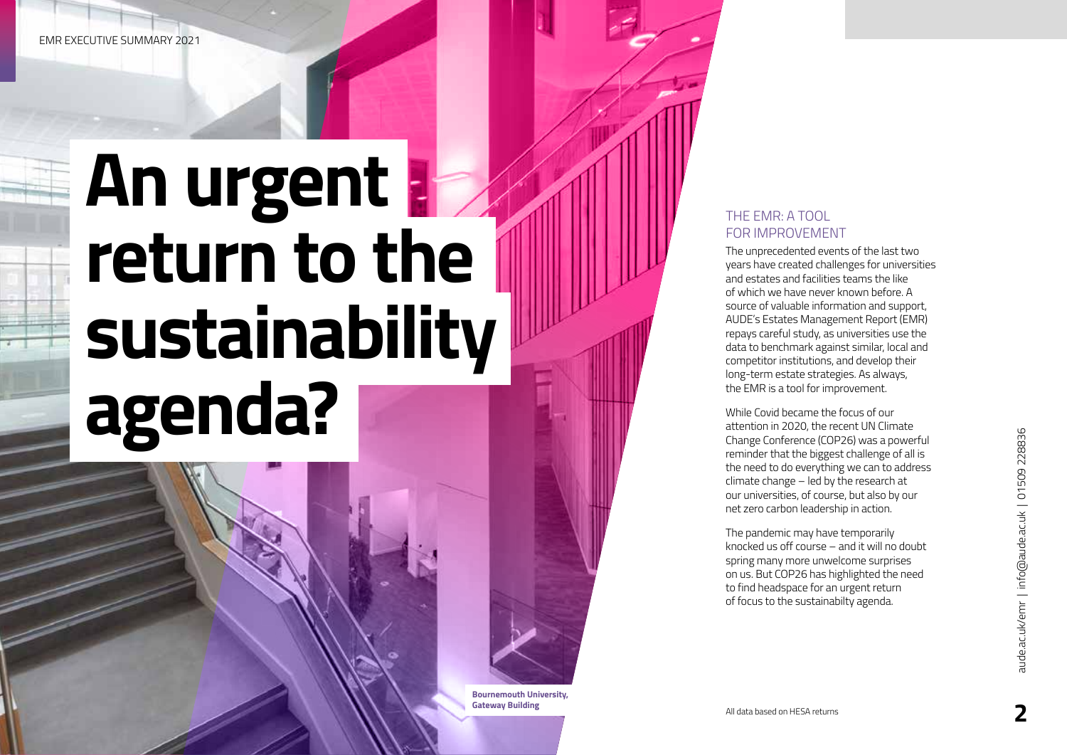# An urgent return to the sustainability agenda?

Bournemouth University, Gateway Building

## THE EMR: A TOOL FOR IMPROVEMENT

The unprecedented events of the last two years have created challenges for universities and estates and facilities teams the like of which we have never known before. A source of valuable information and support, AUDE's Estates Management Report (EMR) repays careful study, as universities use the data to benchmark against similar, local and competitor institutions, and develop their long-term estate strategies. As always, the EMR is a tool for improvement.

While Covid became the focus of our attention in 2020, the recent UN Climate Change Conference (COP26) was a powerful reminder that the biggest challenge of all is the need to do everything we can to address climate change – led by the research at our universities, of course, but also by our net zero carbon leadership in action.

The pandemic may have temporarily knocked us off course – and it will no doubt spring many more unwelcome surprises on us. But COP26 has highlighted the need to find headspace for an urgent return of focus to the sustainabilty agenda.

All data based on HESA returns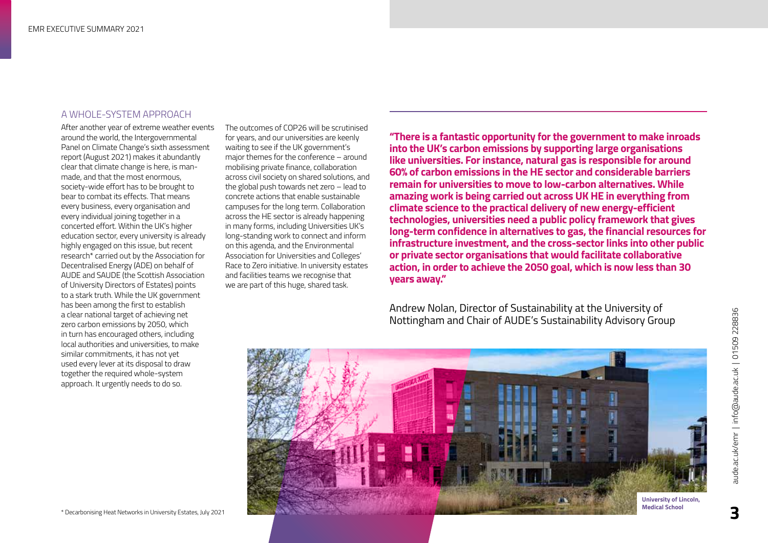## A WHOLE-SYSTEM APPROACH

After another year of extreme weather events around the world, the Intergovernmental Panel on Climate Change's sixth assessment report (August 2021) makes it abundantly clear that climate change is here, is man-made, and that the most enormous, society-wide effort has to be brought to bear to combat its effects. That means every business, every organisation and every individual joining together in a concerted effort. Within the UK's higher education sector, every university is already highly engaged on this issue, but recent research* carried out by the Association for Decentralised Energy (ADE) on behalf of AUDE and SAUDE (the Scottish Association of University Directors of Estates) points to a stark truth. While the UK government has been among the first to establish a clear national target of achieving net zero carbon emissions by 2050, which in turn has encouraged others, including local authorities and universities, to make similar commitments, it has not yet used every lever at its disposal to draw together the required whole-system approach. It urgently needs to do so.

The outcomes of COP26 will be scrutinised for years, and our universities are keenly waiting to see if the UK government's major themes for the conference – around mobilising private finance, collaboration across civil society on shared solutions, and the global push towards net zero – lead to concrete actions that enable sustainable campuses for the long term. Collaboration across the HE sector is already happening in many forms, including Universities UK's long-standing work to connect and inform on this agenda, and the Environmental Association for Universities and Colleges' Race to Zero initiative. In university estates and facilities teams we recognise that we are part of this huge, shared task.

**"There is a fantastic opportunity for the government to make inroads into the UK's carbon emissions by supporting large organisations like universities. For instance, natural gas is responsible for around 60% of carbon emissions in the HE sector and considerable barriers remain for universities to move to low-carbon alternatives. While amazing work is being carried out across UK HE in everything from climate science to the practical delivery of new energy-efficient technologies, universities need a public policy framework that gives long-term confidence in alternatives to gas, the financial resources for infrastructure investment, and the cross-sector links into other public or private sector organisations that would facilitate collaborative action, in order to achieve the 2050 goal, which is now less than 30 years away."**

Andrew Nolan, Director of Sustainability at the University of Nottingham and Chair of AUDE's Sustainability Advisory Group

**University of Lincoln, Medical School**

* Decarbonising Heat Networks in University Estates, July 2021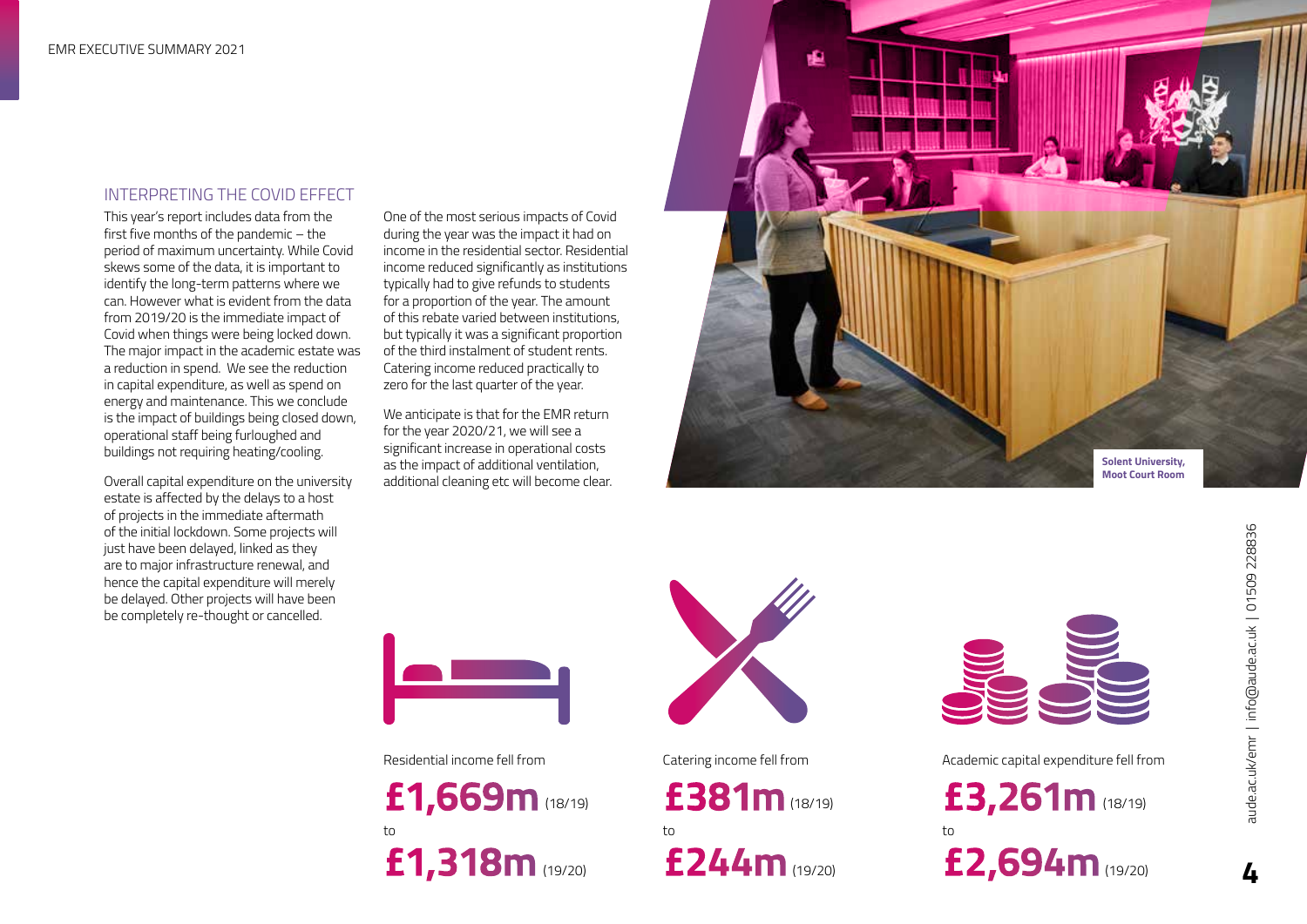## INTERPRETING THE COVID EFFECT

This year's report includes data from the first five months of the pandemic – the period of maximum uncertainty. While Covid skews some of the data, it is important to identify the long-term patterns where we can. However what is evident from the data from 2019/20 is the immediate impact of Covid when things were being locked down. The major impact in the academic estate was a reduction in spend. We see the reduction in capital expenditure, as well as spend on energy and maintenance. This we conclude is the impact of buildings being closed down, operational staff being furloughed and buildings not requiring heating/cooling.

Overall capital expenditure on the university estate is affected by the delays to a host of projects in the immediate aftermath of the initial lockdown. Some projects will just have been delayed, linked as they are to major infrastructure renewal, and hence the capital expenditure will merely be delayed. Other projects will have been be completely re-thought or cancelled.

One of the most serious impacts of Covid during the year was the impact it had on income in the residential sector. Residential income reduced significantly as institutions typically had to give refunds to students for a proportion of the year. The amount of this rebate varied between institutions, but typically it was a significant proportion of the third instalment of student rents. Catering income reduced practically to zero for the last quarter of the year.

We anticipate is that for the EMR return for the year 2020/21, we will see a significant increase in operational costs as the impact of additional ventilation, additional cleaning etc will become clear.

**Solent University, Moot Court Room**

Residential income fell from

**£1,669m** (18/19)

to

**£1,318m** (19/20)

Catering income fell from

**£381m** (18/19)

to

**£244m** (19/20)

Academic capital expenditure fell from

**£3,261m** (18/19)

to

**£2,694m** (19/20)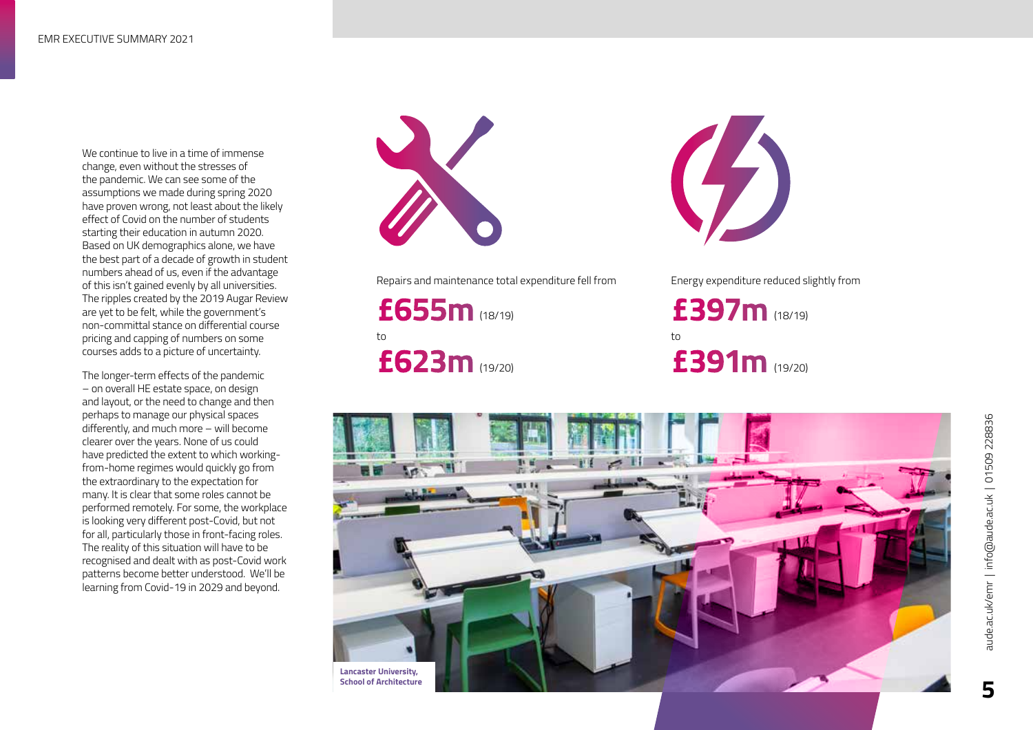We continue to live in a time of immense change, even without the stresses of the pandemic. We can see some of the assumptions we made during spring 2020 have proven wrong, not least about the likely effect of Covid on the number of students starting their education in autumn 2020. Based on UK demographics alone, we have the best part of a decade of growth in student numbers ahead of us, even if the advantage of this isn't gained evenly by all universities. The ripples created by the 2019 Augar Review are yet to be felt, while the government's non-committal stance on differential course pricing and capping of numbers on some courses adds to a picture of uncertainty.

The longer-term effects of the pandemic – on overall HE estate space, on design and layout, or the need to change and then perhaps to manage our physical spaces differently, and much more – will become clearer over the years. None of us could have predicted the extent to which working-from-home regimes would quickly go from the extraordinary to the expectation for many. It is clear that some roles cannot be performed remotely. For some, the workplace is looking very different post-Covid, but not for all, particularly those in front-facing roles. The reality of this situation will have to be recognised and dealt with as post-Covid work patterns become better understood. We'll be learning from Covid-19 in 2029 and beyond.

Repairs and maintenance total expenditure fell from

**£655m** (18/19)

to

**£623m** (19/20)

Energy expenditure reduced slightly from

**£397m** (18/19)

to

**£391m** (19/20)

**Lancaster University, School of Architecture**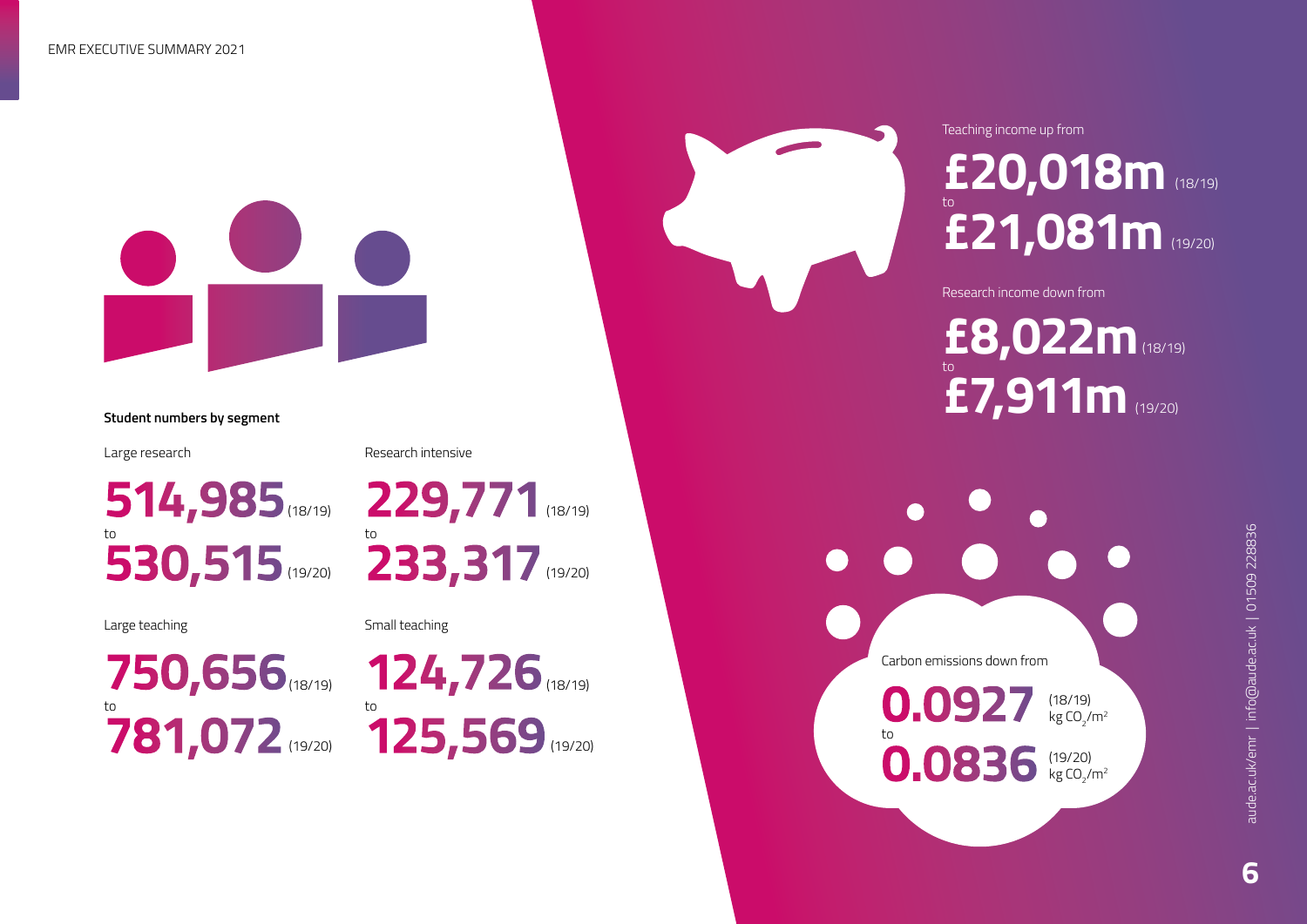**Student numbers by segment**

Large research

**514,985** (18/19)
to
**530,515** (19/20)

Research intensive

**229,771** (18/19)
to
**233,317** (19/20)

Large teaching

**750,656** (18/19)
to
**781,072** (19/20)

Small teaching

**124,726** (18/19)
to
**125,569** (19/20)

Teaching income up from

**£20,018m** (18/19)
to
**£21,081m** (19/20)

Research income down from

**£8,022m** (18/19)
to
**£7,911m** (19/20)

Carbon emissions down from

**0.0927** (18/19) kg $CO_2/m^2$
to
**0.0836** (19/20) kg $CO_2/m^2$

aude.ac.uk/emr | info@aude.ac.uk | 01509 228836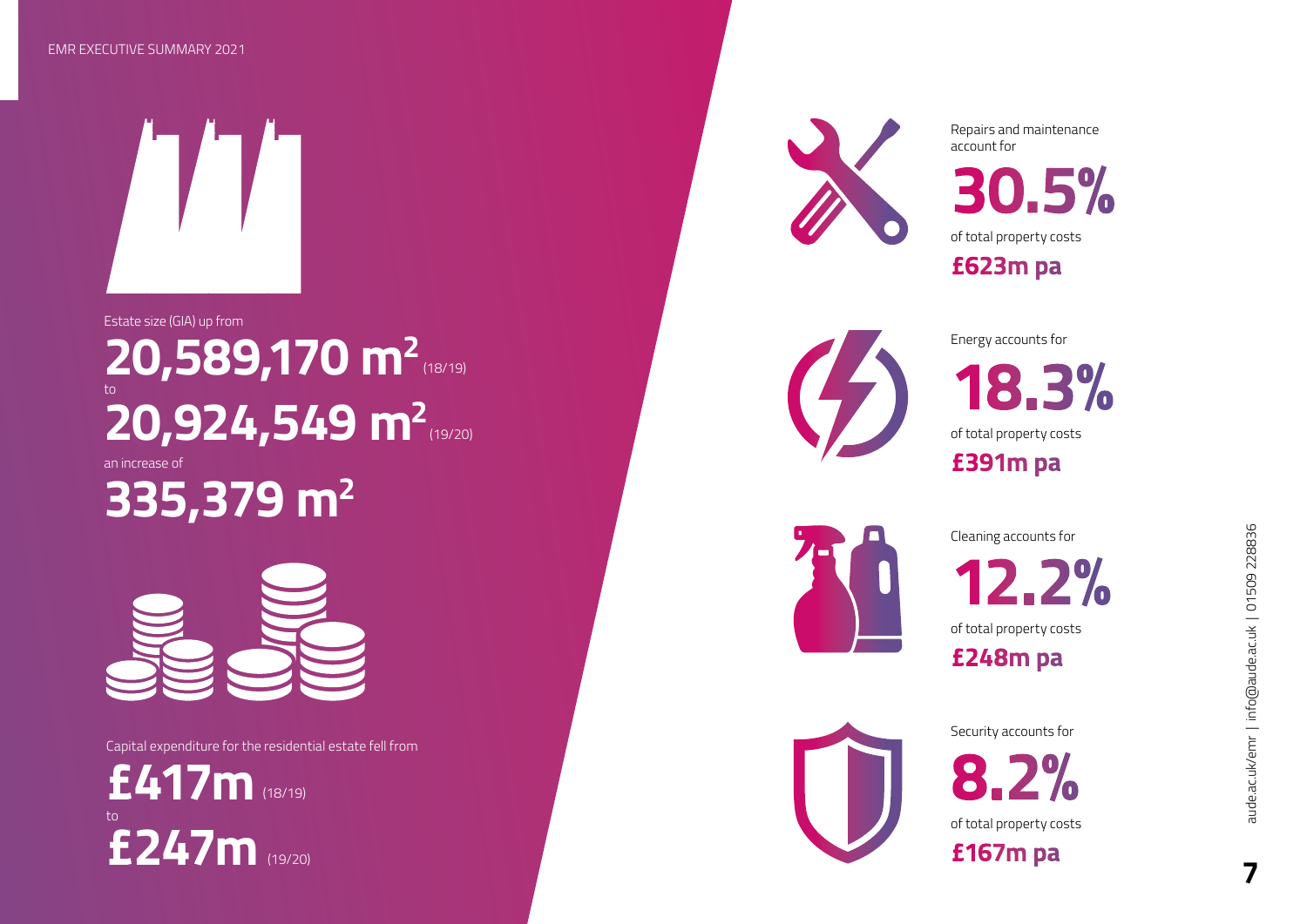Estate size (GIA) up from

**20,589,170 m²** (18/19)

to

**20,924,549 m²** (19/20)

an increase of

**335,379 m²**

Capital expenditure for the residential estate fell from

**£417m** (18/19)

to

**£247m** (19/20)

Repairs and maintenance account for

**30.5%**

of total property costs

**£623m pa**

Energy accounts for

**18.3%**

of total property costs

**£391m pa**

Cleaning accounts for

**12.2%**

of total property costs

**£248m pa**

Security accounts for

**8.2%**

of total property costs

**£167m pa**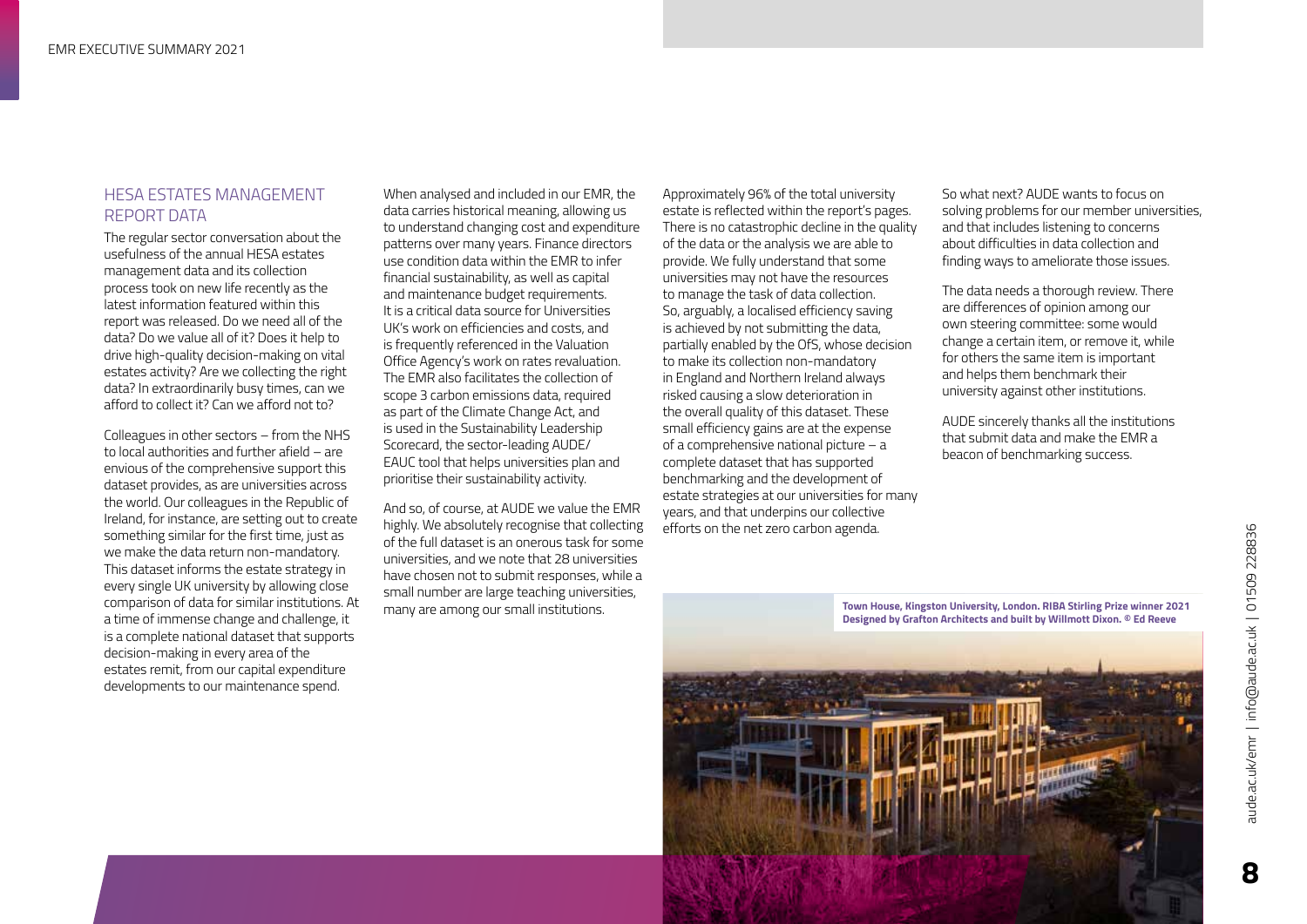## HESA ESTATES MANAGEMENT REPORT DATA

The regular sector conversation about the usefulness of the annual HESA estates management data and its collection process took on new life recently as the latest information featured within this report was released. Do we need all of the data? Do we value all of it? Does it help to drive high-quality decision-making on vital estates activity? Are we collecting the right data? In extraordinarily busy times, can we afford to collect it? Can we afford not to?

Colleagues in other sectors – from the NHS to local authorities and further afield – are envious of the comprehensive support this dataset provides, as are universities across the world. Our colleagues in the Republic of Ireland, for instance, are setting out to create something similar for the first time, just as we make the data return non-mandatory. This dataset informs the estate strategy in every single UK university by allowing close comparison of data for similar institutions. At a time of immense change and challenge, it is a complete national dataset that supports decision-making in every area of the estates remit, from our capital expenditure developments to our maintenance spend.

When analysed and included in our EMR, the data carries historical meaning, allowing us to understand changing cost and expenditure patterns over many years. Finance directors use condition data within the EMR to infer financial sustainability, as well as capital and maintenance budget requirements. It is a critical data source for Universities UK's work on efficiencies and costs, and is frequently referenced in the Valuation Office Agency's work on rates revaluation. The EMR also facilitates the collection of scope 3 carbon emissions data, required as part of the Climate Change Act, and is used in the Sustainability Leadership Scorecard, the sector-leading AUDE/EAUC tool that helps universities plan and prioritise their sustainability activity.

And so, of course, at AUDE we value the EMR highly. We absolutely recognise that collecting of the full dataset is an onerous task for some universities, and we note that 28 universities have chosen not to submit responses, while a small number are large teaching universities, many are among our small institutions.

Approximately 96% of the total university estate is reflected within the report's pages. There is no catastrophic decline in the quality of the data or the analysis we are able to provide. We fully understand that some universities may not have the resources to manage the task of data collection. So, arguably, a localised efficiency saving is achieved by not submitting the data, partially enabled by the OfS, whose decision to make its collection non-mandatory in England and Northern Ireland always risked causing a slow deterioration in the overall quality of this dataset. These small efficiency gains are at the expense of a comprehensive national picture – a complete dataset that has supported benchmarking and the development of estate strategies at our universities for many years, and that underpins our collective efforts on the net zero carbon agenda.

So what next? AUDE wants to focus on solving problems for our member universities, and that includes listening to concerns about difficulties in data collection and finding ways to ameliorate those issues.

The data needs a thorough review. There are differences of opinion among our own steering committee: some would change a certain item, or remove it, while for others the same item is important and helps them benchmark their university against other institutions.

AUDE sincerely thanks all the institutions that submit data and make the EMR a beacon of benchmarking success.

**Town House, Kingston University, London. RIBA Stirling Prize winner 2021 Designed by Grafton Architects and built by Willmott Dixon. © Ed Reeve**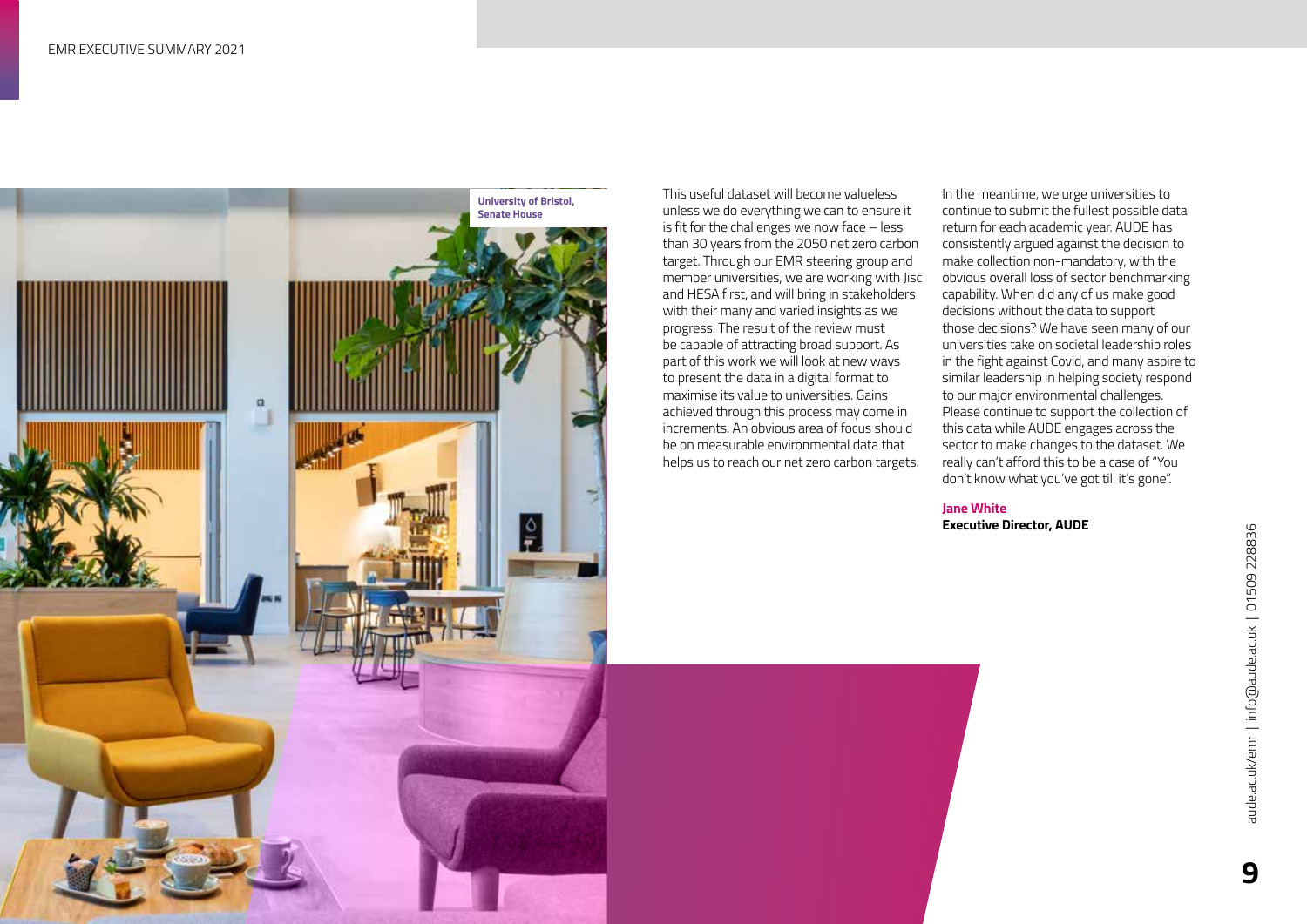University of Bristol, Senate House

This useful dataset will become valueless unless we do everything we can to ensure it is fit for the challenges we now face – less than 30 years from the 2050 net zero carbon target. Through our EMR steering group and member universities, we are working with Jisc and HESA first, and will bring in stakeholders with their many and varied insights as we progress. The result of the review must be capable of attracting broad support. As part of this work we will look at new ways to present the data in a digital format to maximise its value to universities. Gains achieved through this process may come in increments. An obvious area of focus should be on measurable environmental data that helps us to reach our net zero carbon targets.

In the meantime, we urge universities to continue to submit the fullest possible data return for each academic year. AUDE has consistently argued against the decision to make collection non-mandatory, with the obvious overall loss of sector benchmarking capability. When did any of us make good decisions without the data to support those decisions? We have seen many of our universities take on societal leadership roles in the fight against Covid, and many aspire to similar leadership in helping society respond to our major environmental challenges. Please continue to support the collection of this data while AUDE engages across the sector to make changes to the dataset. We really can't afford this to be a case of "You don't know what you've got till it's gone".

**Jane White**
**Executive Director, AUDE**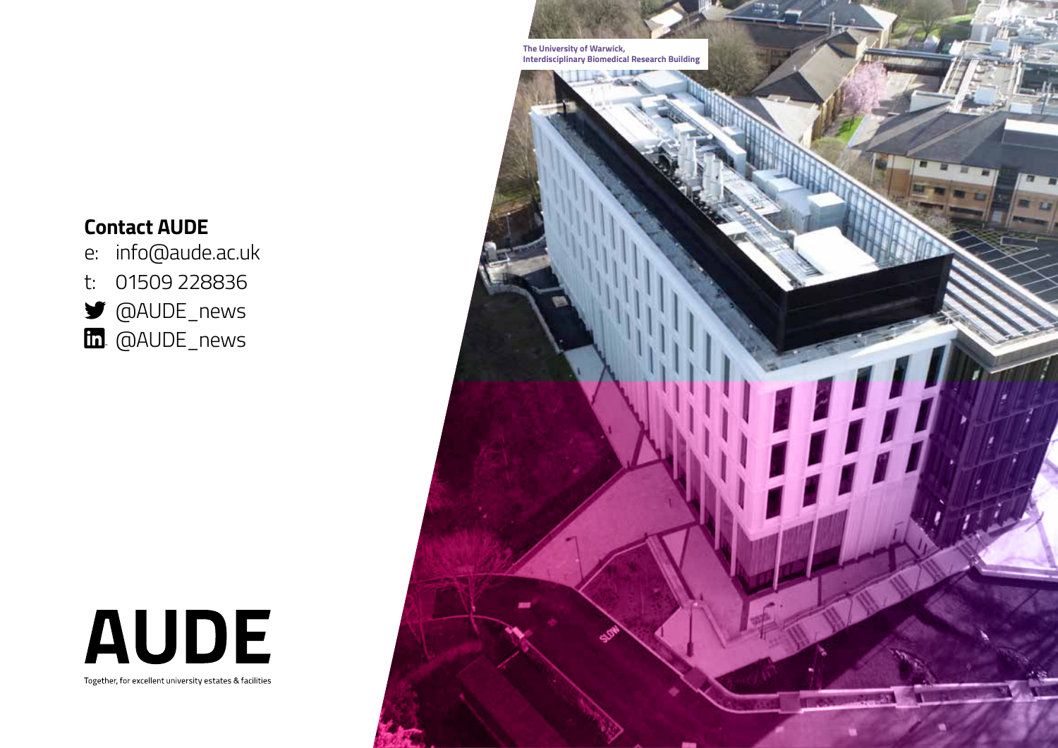The University of Warwick,
Interdisciplinary Biomedical Research Building

## Contact AUDE

e: info@aude.ac.uk

t: 01509 228836

@AUDE_news

@AUDE_news

# AUDE

Together, for excellent university estates & facilities